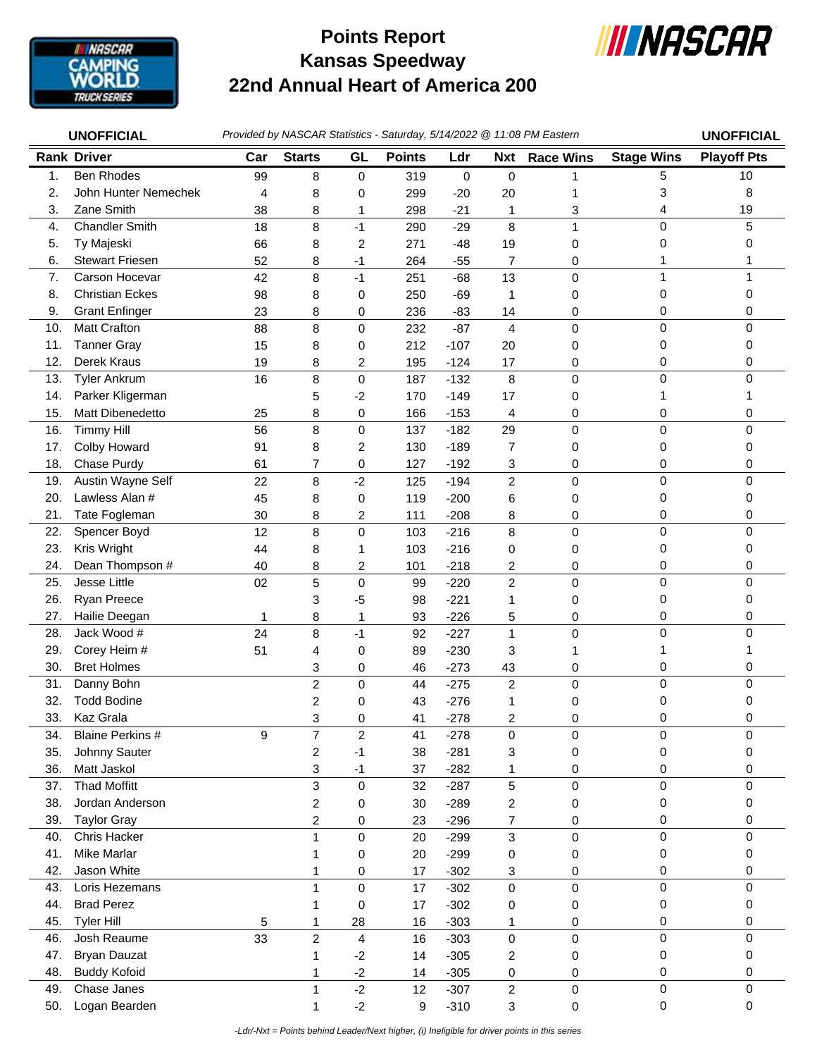# Points Report
# Kansas Speedway
# 22nd Annual Heart of America 200

**UNOFFICIAL** *Provided by NASCAR Statistics - Saturday, 5/14/2022 @ 11:08 PM Eastern* **UNOFFICIAL**

| Rank | Driver | Car | Starts | GL | Points | Ldr | Nxt | Race Wins | Stage Wins | Playoff Pts |
|---|---|---|---|---|---|---|---|---|---|---|
| 1. | Ben Rhodes | 99 | 8 | 0 | 319 | 0 | 0 | 1 | 5 | 10 |
| 2. | John Hunter Nemechek | 4 | 8 | 0 | 299 | -20 | 20 | 1 | 3 | 8 |
| 3. | Zane Smith | 38 | 8 | 1 | 298 | -21 | 1 | 3 | 4 | 19 |
| 4. | Chandler Smith | 18 | 8 | -1 | 290 | -29 | 8 | 1 | 0 | 5 |
| 5. | Ty Majeski | 66 | 8 | 2 | 271 | -48 | 19 | 0 | 0 | 0 |
| 6. | Stewart Friesen | 52 | 8 | -1 | 264 | -55 | 7 | 0 | 1 | 1 |
| 7. | Carson Hocevar | 42 | 8 | -1 | 251 | -68 | 13 | 0 | 1 | 1 |
| 8. | Christian Eckes | 98 | 8 | 0 | 250 | -69 | 1 | 0 | 0 | 0 |
| 9. | Grant Enfinger | 23 | 8 | 0 | 236 | -83 | 14 | 0 | 0 | 0 |
| 10. | Matt Crafton | 88 | 8 | 0 | 232 | -87 | 4 | 0 | 0 | 0 |
| 11. | Tanner Gray | 15 | 8 | 0 | 212 | -107 | 20 | 0 | 0 | 0 |
| 12. | Derek Kraus | 19 | 8 | 2 | 195 | -124 | 17 | 0 | 0 | 0 |
| 13. | Tyler Ankrum | 16 | 8 | 0 | 187 | -132 | 8 | 0 | 0 | 0 |
| 14. | Parker Kligerman | | 5 | -2 | 170 | -149 | 17 | 0 | 1 | 1 |
| 15. | Matt Dibenedetto | 25 | 8 | 0 | 166 | -153 | 4 | 0 | 0 | 0 |
| 16. | Timmy Hill | 56 | 8 | 0 | 137 | -182 | 29 | 0 | 0 | 0 |
| 17. | Colby Howard | 91 | 8 | 2 | 130 | -189 | 7 | 0 | 0 | 0 |
| 18. | Chase Purdy | 61 | 7 | 0 | 127 | -192 | 3 | 0 | 0 | 0 |
| 19. | Austin Wayne Self | 22 | 8 | -2 | 125 | -194 | 2 | 0 | 0 | 0 |
| 20. | Lawless Alan # | 45 | 8 | 0 | 119 | -200 | 6 | 0 | 0 | 0 |
| 21. | Tate Fogleman | 30 | 8 | 2 | 111 | -208 | 8 | 0 | 0 | 0 |
| 22. | Spencer Boyd | 12 | 8 | 0 | 103 | -216 | 8 | 0 | 0 | 0 |
| 23. | Kris Wright | 44 | 8 | 1 | 103 | -216 | 0 | 0 | 0 | 0 |
| 24. | Dean Thompson # | 40 | 8 | 2 | 101 | -218 | 2 | 0 | 0 | 0 |
| 25. | Jesse Little | 02 | 5 | 0 | 99 | -220 | 2 | 0 | 0 | 0 |
| 26. | Ryan Preece | | 3 | -5 | 98 | -221 | 1 | 0 | 0 | 0 |
| 27. | Hailie Deegan | 1 | 8 | 1 | 93 | -226 | 5 | 0 | 0 | 0 |
| 28. | Jack Wood # | 24 | 8 | -1 | 92 | -227 | 1 | 0 | 0 | 0 |
| 29. | Corey Heim # | 51 | 4 | 0 | 89 | -230 | 3 | 1 | 1 | 1 |
| 30. | Bret Holmes | | 3 | 0 | 46 | -273 | 43 | 0 | 0 | 0 |
| 31. | Danny Bohn | | 2 | 0 | 44 | -275 | 2 | 0 | 0 | 0 |
| 32. | Todd Bodine | | 2 | 0 | 43 | -276 | 1 | 0 | 0 | 0 |
| 33. | Kaz Grala | | 3 | 0 | 41 | -278 | 2 | 0 | 0 | 0 |
| 34. | Blaine Perkins # | 9 | 7 | 2 | 41 | -278 | 0 | 0 | 0 | 0 |
| 35. | Johnny Sauter | | 2 | -1 | 38 | -281 | 3 | 0 | 0 | 0 |
| 36. | Matt Jaskol | | 3 | -1 | 37 | -282 | 1 | 0 | 0 | 0 |
| 37. | Thad Moffitt | | 3 | 0 | 32 | -287 | 5 | 0 | 0 | 0 |
| 38. | Jordan Anderson | | 2 | 0 | 30 | -289 | 2 | 0 | 0 | 0 |
| 39. | Taylor Gray | | 2 | 0 | 23 | -296 | 7 | 0 | 0 | 0 |
| 40. | Chris Hacker | | 1 | 0 | 20 | -299 | 3 | 0 | 0 | 0 |
| 41. | Mike Marlar | | 1 | 0 | 20 | -299 | 0 | 0 | 0 | 0 |
| 42. | Jason White | | 1 | 0 | 17 | -302 | 3 | 0 | 0 | 0 |
| 43. | Loris Hezemans | | 1 | 0 | 17 | -302 | 0 | 0 | 0 | 0 |
| 44. | Brad Perez | | 1 | 0 | 17 | -302 | 0 | 0 | 0 | 0 |
| 45. | Tyler Hill | 5 | 1 | 28 | 16 | -303 | 1 | 0 | 0 | 0 |
| 46. | Josh Reaume | 33 | 2 | 4 | 16 | -303 | 0 | 0 | 0 | 0 |
| 47. | Bryan Dauzat | | 1 | -2 | 14 | -305 | 2 | 0 | 0 | 0 |
| 48. | Buddy Kofoid | | 1 | -2 | 14 | -305 | 0 | 0 | 0 | 0 |
| 49. | Chase Janes | | 1 | -2 | 12 | -307 | 2 | 0 | 0 | 0 |
| 50. | Logan Bearden | | 1 | -2 | 9 | -310 | 3 | 0 | 0 | 0 |

*-Ldr/-Nxt = Points behind Leader/Next higher, (i) Ineligible for driver points in this series*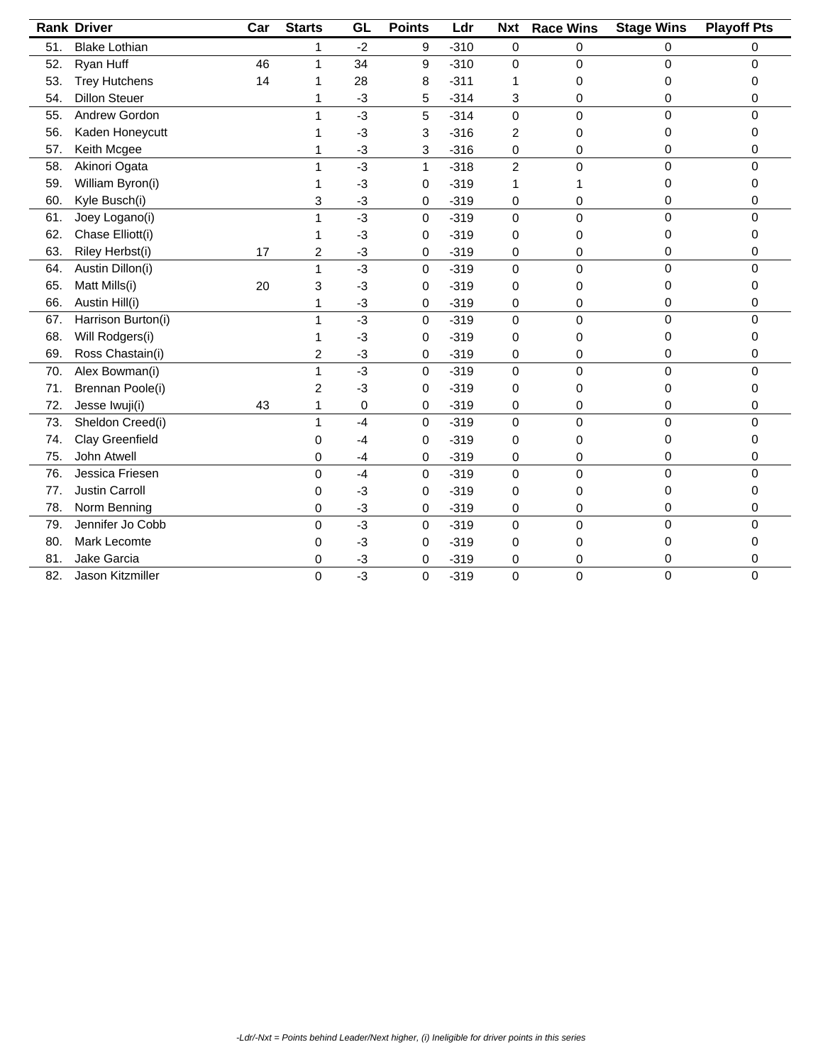| Rank | Driver | Car | Starts | GL | Points | Ldr | Nxt | Race Wins | Stage Wins | Playoff Pts |
|---|---|---|---|---|---|---|---|---|---|---|
| 51. | Blake Lothian | | 1 | -2 | 9 | -310 | 0 | 0 | 0 | 0 |
| 52. | Ryan Huff | 46 | 1 | 34 | 9 | -310 | 0 | 0 | 0 | 0 |
| 53. | Trey Hutchens | 14 | 1 | 28 | 8 | -311 | 1 | 0 | 0 | 0 |
| 54. | Dillon Steuer | | 1 | -3 | 5 | -314 | 3 | 0 | 0 | 0 |
| 55. | Andrew Gordon | | 1 | -3 | 5 | -314 | 0 | 0 | 0 | 0 |
| 56. | Kaden Honeycutt | | 1 | -3 | 3 | -316 | 2 | 0 | 0 | 0 |
| 57. | Keith Mcgee | | 1 | -3 | 3 | -316 | 0 | 0 | 0 | 0 |
| 58. | Akinori Ogata | | 1 | -3 | 1 | -318 | 2 | 0 | 0 | 0 |
| 59. | William Byron(i) | | 1 | -3 | 0 | -319 | 1 | 1 | 0 | 0 |
| 60. | Kyle Busch(i) | | 3 | -3 | 0 | -319 | 0 | 0 | 0 | 0 |
| 61. | Joey Logano(i) | | 1 | -3 | 0 | -319 | 0 | 0 | 0 | 0 |
| 62. | Chase Elliott(i) | | 1 | -3 | 0 | -319 | 0 | 0 | 0 | 0 |
| 63. | Riley Herbst(i) | 17 | 2 | -3 | 0 | -319 | 0 | 0 | 0 | 0 |
| 64. | Austin Dillon(i) | | 1 | -3 | 0 | -319 | 0 | 0 | 0 | 0 |
| 65. | Matt Mills(i) | 20 | 3 | -3 | 0 | -319 | 0 | 0 | 0 | 0 |
| 66. | Austin Hill(i) | | 1 | -3 | 0 | -319 | 0 | 0 | 0 | 0 |
| 67. | Harrison Burton(i) | | 1 | -3 | 0 | -319 | 0 | 0 | 0 | 0 |
| 68. | Will Rodgers(i) | | 1 | -3 | 0 | -319 | 0 | 0 | 0 | 0 |
| 69. | Ross Chastain(i) | | 2 | -3 | 0 | -319 | 0 | 0 | 0 | 0 |
| 70. | Alex Bowman(i) | | 1 | -3 | 0 | -319 | 0 | 0 | 0 | 0 |
| 71. | Brennan Poole(i) | | 2 | -3 | 0 | -319 | 0 | 0 | 0 | 0 |
| 72. | Jesse Iwuji(i) | 43 | 1 | 0 | 0 | -319 | 0 | 0 | 0 | 0 |
| 73. | Sheldon Creed(i) | | 1 | -4 | 0 | -319 | 0 | 0 | 0 | 0 |
| 74. | Clay Greenfield | | 0 | -4 | 0 | -319 | 0 | 0 | 0 | 0 |
| 75. | John Atwell | | 0 | -4 | 0 | -319 | 0 | 0 | 0 | 0 |
| 76. | Jessica Friesen | | 0 | -4 | 0 | -319 | 0 | 0 | 0 | 0 |
| 77. | Justin Carroll | | 0 | -3 | 0 | -319 | 0 | 0 | 0 | 0 |
| 78. | Norm Benning | | 0 | -3 | 0 | -319 | 0 | 0 | 0 | 0 |
| 79. | Jennifer Jo Cobb | | 0 | -3 | 0 | -319 | 0 | 0 | 0 | 0 |
| 80. | Mark Lecomte | | 0 | -3 | 0 | -319 | 0 | 0 | 0 | 0 |
| 81. | Jake Garcia | | 0 | -3 | 0 | -319 | 0 | 0 | 0 | 0 |
| 82. | Jason Kitzmiller | | 0 | -3 | 0 | -319 | 0 | 0 | 0 | 0 |

*-Ldr/-Nxt = Points behind Leader/Next higher, (i) Ineligible for driver points in this series*